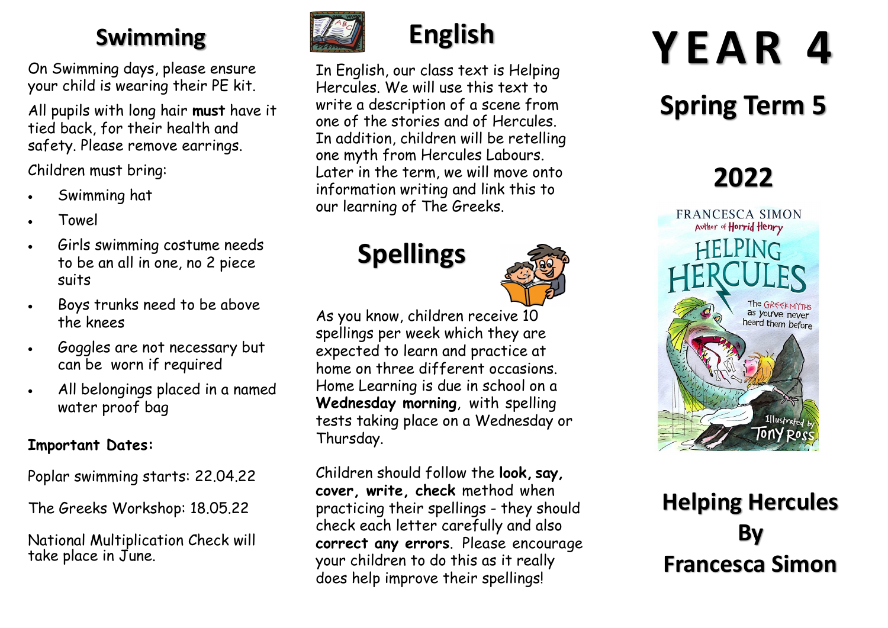## Swimming

On Swimming days, please ensure your child is wearing their PE kit.

All pupils with long hair **must** have it tied back, for their health and safety. Please remove earrings.

Children must bring:

- Swimming hat
- Towel
- Girls swimming costume needs to be an all in one, no 2 piece suits
- Boys trunks need to be above the knees
- Goggles are not necessary but can be worn if required
- All belongings placed in a named water proof bag

**Important Dates:**

Poplar swimming starts: 22.04.22

The Greeks Workshop: 18.05.22

National Multiplication Check will take place in June.

## English

In English, our class text is Helping Hercules. We will use this text to write a description of a scene from one of the stories and of Hercules. In addition, children will be retelling one myth from Hercules Labours. Later in the term, we will move onto information writing and link this to our learning of The Greeks.

## Spellings

As you know, children receive 10 spellings per week which they are expected to learn and practice at home on three different occasions. Home Learning is due in school on a **Wednesday morning**, with spelling tests taking place on a Wednesday or Thursday.

Children should follow the **look, say, cover, write, check** method when practicing their spellings - they should check each letter carefully and also **correct any errors**. Please encourage your children to do this as it really does help improve their spellings!

# YEAR 4

## Spring Term 5

## 2022

FRANCESCA SIMON
Author of Horrid Henry
HELPING HERCULES
The GREEK MYTHS as you've never heard them before
Illustrated by Tony Ross

## Helping Hercules By Francesca Simon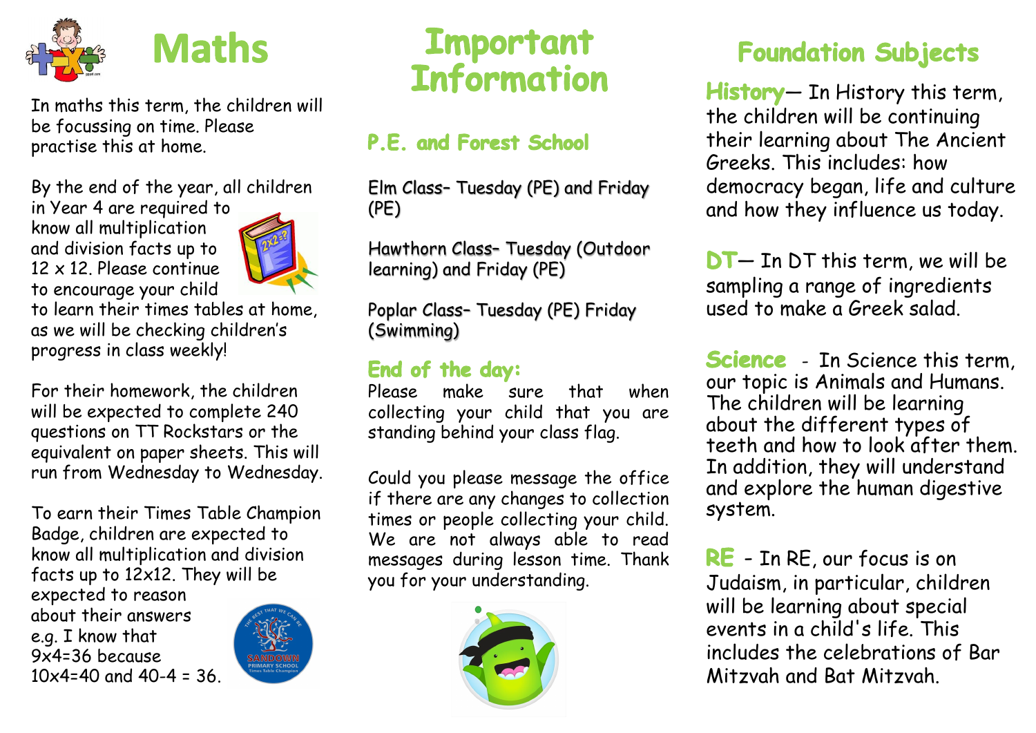# Maths

In maths this term, the children will be focussing on time. Please practise this at home.

By the end of the year, all children in Year 4 are required to know all multiplication and division facts up to 12 x 12. Please continue to encourage your child to learn their times tables at home, as we will be checking children's progress in class weekly!

For their homework, the children will be expected to complete 240 questions on TT Rockstars or the equivalent on paper sheets. This will run from Wednesday to Wednesday.

To earn their Times Table Champion Badge, children are expected to know all multiplication and division facts up to 12x12. They will be expected to reason about their answers e.g. I know that 9x4=36 because 10x4=40 and 40-4 = 36.

# Important Information

## P.E. and Forest School

Elm Class– Tuesday (PE) and Friday (PE)

Hawthorn Class– Tuesday (Outdoor learning) and Friday (PE)

Poplar Class– Tuesday (PE) Friday (Swimming)

## End of the day:

Please make sure that when collecting your child that you are standing behind your class flag.

Could you please message the office if there are any changes to collection times or people collecting your child. We are not always able to read messages during lesson time. Thank you for your understanding.

# Foundation Subjects

**History**— In History this term, the children will be continuing their learning about The Ancient Greeks. This includes: how democracy began, life and culture and how they influence us today.

**DT**— In DT this term, we will be sampling a range of ingredients used to make a Greek salad.

**Science** - In Science this term, our topic is Animals and Humans. The children will be learning about the different types of teeth and how to look after them. In addition, they will understand and explore the human digestive system.

**RE** - In RE, our focus is on Judaism, in particular, children will be learning about special events in a child's life. This includes the celebrations of Bar Mitzvah and Bat Mitzvah.